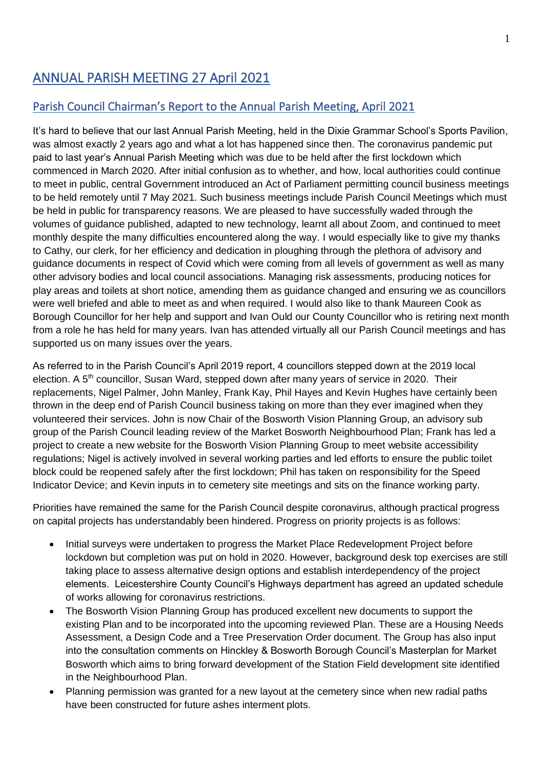# ANNUAL PARISH MEETING 27 April 2021

## Parish Council Chairman's Report to the Annual Parish Meeting, April 2021

It's hard to believe that our last Annual Parish Meeting, held in the Dixie Grammar School's Sports Pavilion, was almost exactly 2 years ago and what a lot has happened since then. The coronavirus pandemic put paid to last year's Annual Parish Meeting which was due to be held after the first lockdown which commenced in March 2020. After initial confusion as to whether, and how, local authorities could continue to meet in public, central Government introduced an Act of Parliament permitting council business meetings to be held remotely until 7 May 2021. Such business meetings include Parish Council Meetings which must be held in public for transparency reasons. We are pleased to have successfully waded through the volumes of guidance published, adapted to new technology, learnt all about Zoom, and continued to meet monthly despite the many difficulties encountered along the way. I would especially like to give my thanks to Cathy, our clerk, for her efficiency and dedication in ploughing through the plethora of advisory and guidance documents in respect of Covid which were coming from all levels of government as well as many other advisory bodies and local council associations. Managing risk assessments, producing notices for play areas and toilets at short notice, amending them as guidance changed and ensuring we as councillors were well briefed and able to meet as and when required. I would also like to thank Maureen Cook as Borough Councillor for her help and support and Ivan Ould our County Councillor who is retiring next month from a role he has held for many years. Ivan has attended virtually all our Parish Council meetings and has supported us on many issues over the years.

As referred to in the Parish Council's April 2019 report, 4 councillors stepped down at the 2019 local election. A 5th councillor, Susan Ward, stepped down after many years of service in 2020. Their replacements, Nigel Palmer, John Manley, Frank Kay, Phil Hayes and Kevin Hughes have certainly been thrown in the deep end of Parish Council business taking on more than they ever imagined when they volunteered their services. John is now Chair of the Bosworth Vision Planning Group, an advisory sub group of the Parish Council leading review of the Market Bosworth Neighbourhood Plan; Frank has led a project to create a new website for the Bosworth Vision Planning Group to meet website accessibility regulations; Nigel is actively involved in several working parties and led efforts to ensure the public toilet block could be reopened safely after the first lockdown; Phil has taken on responsibility for the Speed Indicator Device; and Kevin inputs in to cemetery site meetings and sits on the finance working party.

Priorities have remained the same for the Parish Council despite coronavirus, although practical progress on capital projects has understandably been hindered. Progress on priority projects is as follows:

- Initial surveys were undertaken to progress the Market Place Redevelopment Project before lockdown but completion was put on hold in 2020. However, background desk top exercises are still taking place to assess alternative design options and establish interdependency of the project elements. Leicestershire County Council's Highways department has agreed an updated schedule of works allowing for coronavirus restrictions.
- The Bosworth Vision Planning Group has produced excellent new documents to support the existing Plan and to be incorporated into the upcoming reviewed Plan. These are a Housing Needs Assessment, a Design Code and a Tree Preservation Order document. The Group has also input into the consultation comments on Hinckley & Bosworth Borough Council's Masterplan for Market Bosworth which aims to bring forward development of the Station Field development site identified in the Neighbourhood Plan.
- Planning permission was granted for a new layout at the cemetery since when new radial paths have been constructed for future ashes interment plots.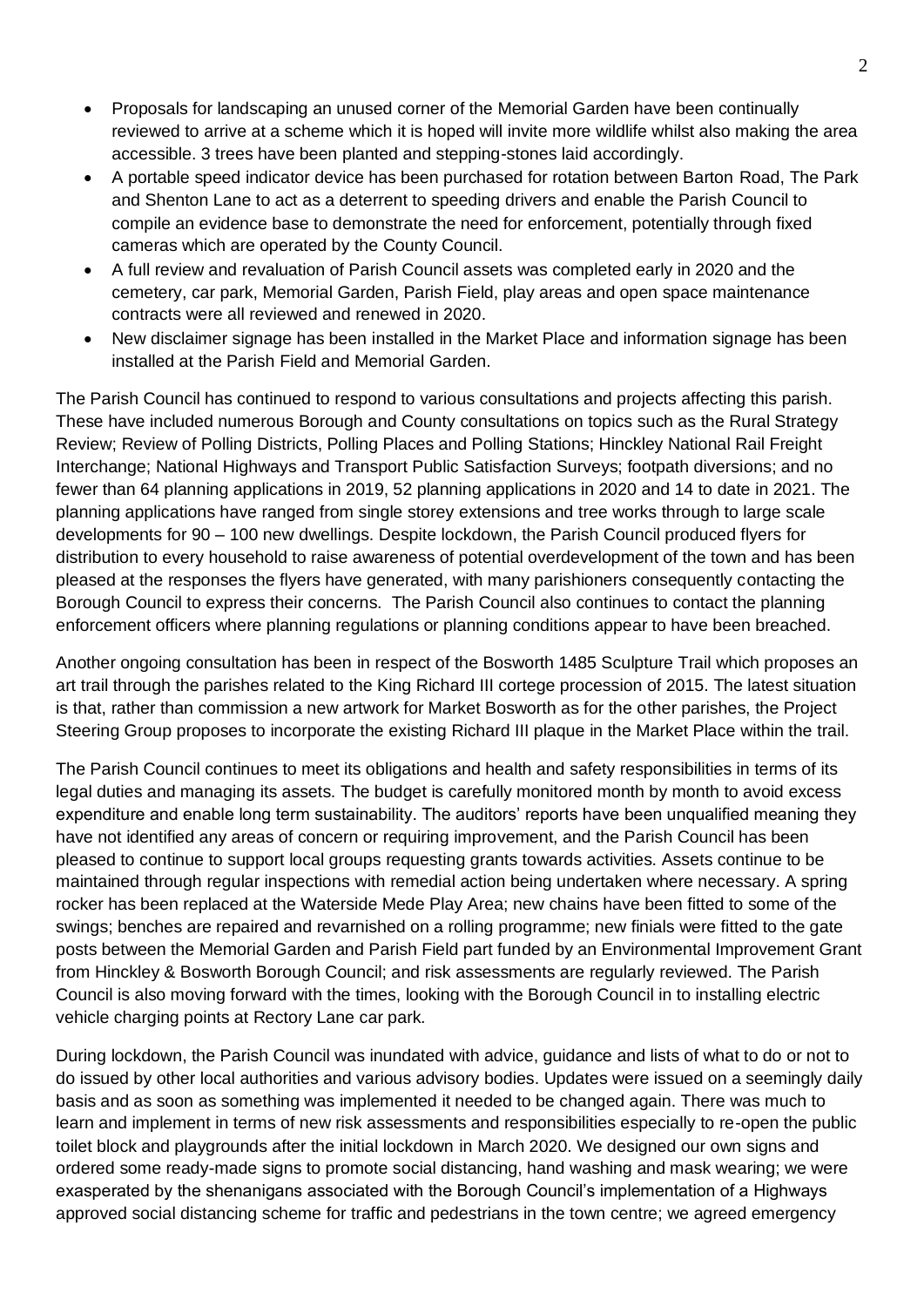- Proposals for landscaping an unused corner of the Memorial Garden have been continually reviewed to arrive at a scheme which it is hoped will invite more wildlife whilst also making the area accessible. 3 trees have been planted and stepping-stones laid accordingly.
- A portable speed indicator device has been purchased for rotation between Barton Road, The Park and Shenton Lane to act as a deterrent to speeding drivers and enable the Parish Council to compile an evidence base to demonstrate the need for enforcement, potentially through fixed cameras which are operated by the County Council.
- A full review and revaluation of Parish Council assets was completed early in 2020 and the cemetery, car park, Memorial Garden, Parish Field, play areas and open space maintenance contracts were all reviewed and renewed in 2020.
- New disclaimer signage has been installed in the Market Place and information signage has been installed at the Parish Field and Memorial Garden.

The Parish Council has continued to respond to various consultations and projects affecting this parish. These have included numerous Borough and County consultations on topics such as the Rural Strategy Review; Review of Polling Districts, Polling Places and Polling Stations; Hinckley National Rail Freight Interchange; National Highways and Transport Public Satisfaction Surveys; footpath diversions; and no fewer than 64 planning applications in 2019, 52 planning applications in 2020 and 14 to date in 2021. The planning applications have ranged from single storey extensions and tree works through to large scale developments for 90 – 100 new dwellings. Despite lockdown, the Parish Council produced flyers for distribution to every household to raise awareness of potential overdevelopment of the town and has been pleased at the responses the flyers have generated, with many parishioners consequently contacting the Borough Council to express their concerns. The Parish Council also continues to contact the planning enforcement officers where planning regulations or planning conditions appear to have been breached.

Another ongoing consultation has been in respect of the Bosworth 1485 Sculpture Trail which proposes an art trail through the parishes related to the King Richard III cortege procession of 2015. The latest situation is that, rather than commission a new artwork for Market Bosworth as for the other parishes, the Project Steering Group proposes to incorporate the existing Richard III plaque in the Market Place within the trail.

The Parish Council continues to meet its obligations and health and safety responsibilities in terms of its legal duties and managing its assets. The budget is carefully monitored month by month to avoid excess expenditure and enable long term sustainability. The auditors' reports have been unqualified meaning they have not identified any areas of concern or requiring improvement, and the Parish Council has been pleased to continue to support local groups requesting grants towards activities. Assets continue to be maintained through regular inspections with remedial action being undertaken where necessary. A spring rocker has been replaced at the Waterside Mede Play Area; new chains have been fitted to some of the swings; benches are repaired and revarnished on a rolling programme; new finials were fitted to the gate posts between the Memorial Garden and Parish Field part funded by an Environmental Improvement Grant from Hinckley & Bosworth Borough Council; and risk assessments are regularly reviewed. The Parish Council is also moving forward with the times, looking with the Borough Council in to installing electric vehicle charging points at Rectory Lane car park.

During lockdown, the Parish Council was inundated with advice, guidance and lists of what to do or not to do issued by other local authorities and various advisory bodies. Updates were issued on a seemingly daily basis and as soon as something was implemented it needed to be changed again. There was much to learn and implement in terms of new risk assessments and responsibilities especially to re-open the public toilet block and playgrounds after the initial lockdown in March 2020. We designed our own signs and ordered some ready-made signs to promote social distancing, hand washing and mask wearing; we were exasperated by the shenanigans associated with the Borough Council's implementation of a Highways approved social distancing scheme for traffic and pedestrians in the town centre; we agreed emergency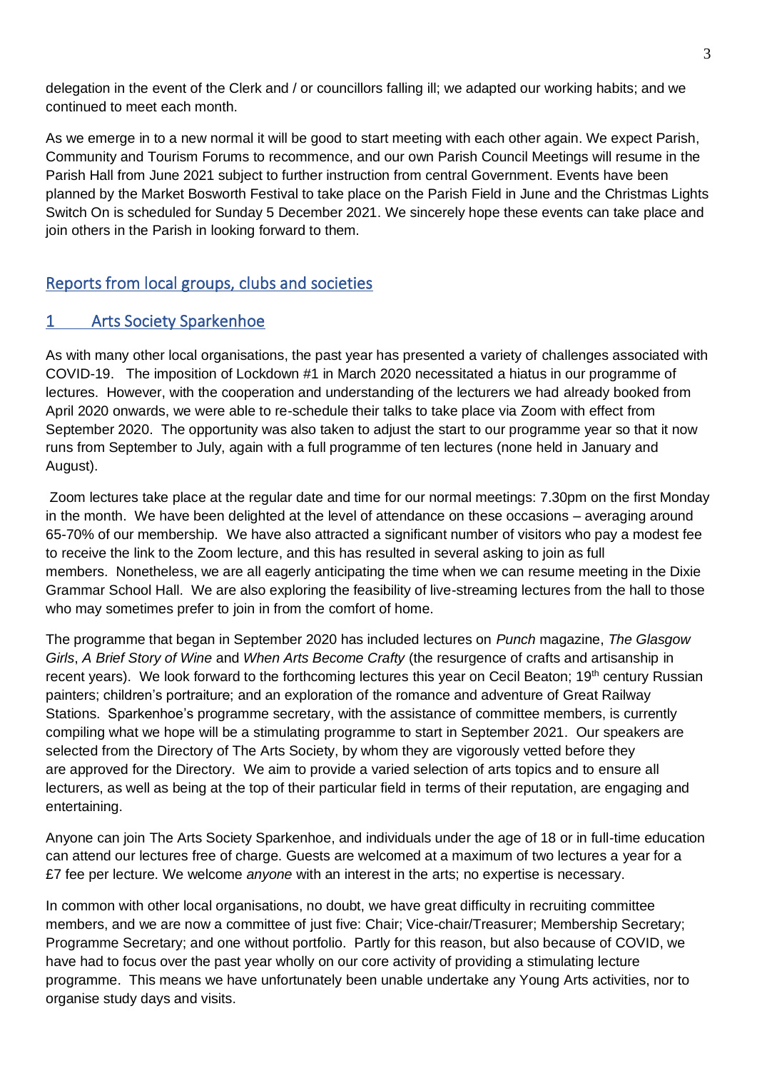delegation in the event of the Clerk and / or councillors falling ill; we adapted our working habits; and we continued to meet each month.

As we emerge in to a new normal it will be good to start meeting with each other again. We expect Parish, Community and Tourism Forums to recommence, and our own Parish Council Meetings will resume in the Parish Hall from June 2021 subject to further instruction from central Government. Events have been planned by the Market Bosworth Festival to take place on the Parish Field in June and the Christmas Lights Switch On is scheduled for Sunday 5 December 2021. We sincerely hope these events can take place and join others in the Parish in looking forward to them.

## Reports from local groups, clubs and societies

### 1 Arts Society Sparkenhoe

As with many other local organisations, the past year has presented a variety of challenges associated with COVID-19. The imposition of Lockdown #1 in March 2020 necessitated a hiatus in our programme of lectures. However, with the cooperation and understanding of the lecturers we had already booked from April 2020 onwards, we were able to re-schedule their talks to take place via Zoom with effect from September 2020. The opportunity was also taken to adjust the start to our programme year so that it now runs from September to July, again with a full programme of ten lectures (none held in January and August).

Zoom lectures take place at the regular date and time for our normal meetings: 7.30pm on the first Monday in the month. We have been delighted at the level of attendance on these occasions – averaging around 65-70% of our membership. We have also attracted a significant number of visitors who pay a modest fee to receive the link to the Zoom lecture, and this has resulted in several asking to join as full members. Nonetheless, we are all eagerly anticipating the time when we can resume meeting in the Dixie Grammar School Hall. We are also exploring the feasibility of live-streaming lectures from the hall to those who may sometimes prefer to join in from the comfort of home.

The programme that began in September 2020 has included lectures on *Punch* magazine, *The Glasgow Girls*, *A Brief Story of Wine* and *When Arts Become Crafty* (the resurgence of crafts and artisanship in recent years). We look forward to the forthcoming lectures this year on Cecil Beaton; 19th century Russian painters; children's portraiture; and an exploration of the romance and adventure of Great Railway Stations. Sparkenhoe's programme secretary, with the assistance of committee members, is currently compiling what we hope will be a stimulating programme to start in September 2021. Our speakers are selected from the Directory of The Arts Society, by whom they are vigorously vetted before they are approved for the Directory. We aim to provide a varied selection of arts topics and to ensure all lecturers, as well as being at the top of their particular field in terms of their reputation, are engaging and entertaining.

Anyone can join The Arts Society Sparkenhoe, and individuals under the age of 18 or in full-time education can attend our lectures free of charge. Guests are welcomed at a maximum of two lectures a year for a £7 fee per lecture. We welcome *anyone* with an interest in the arts; no expertise is necessary.

In common with other local organisations, no doubt, we have great difficulty in recruiting committee members, and we are now a committee of just five: Chair; Vice-chair/Treasurer; Membership Secretary; Programme Secretary; and one without portfolio. Partly for this reason, but also because of COVID, we have had to focus over the past year wholly on our core activity of providing a stimulating lecture programme. This means we have unfortunately been unable undertake any Young Arts activities, nor to organise study days and visits.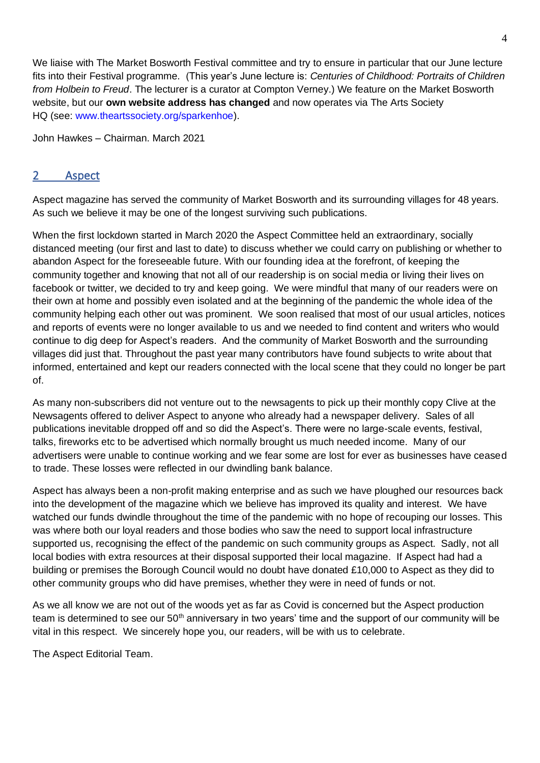We liaise with The Market Bosworth Festival committee and try to ensure in particular that our June lecture fits into their Festival programme. (This year's June lecture is: *Centuries of Childhood: Portraits of Children from Holbein to Freud*. The lecturer is a curator at Compton Verney.) We feature on the Market Bosworth website, but our **own website address has changed** and now operates via The Arts Society HQ (see: www.theartssociety.org/sparkenhoe).

John Hawkes – Chairman. March 2021

## 2 Aspect

Aspect magazine has served the community of Market Bosworth and its surrounding villages for 48 years. As such we believe it may be one of the longest surviving such publications.

When the first lockdown started in March 2020 the Aspect Committee held an extraordinary, socially distanced meeting (our first and last to date) to discuss whether we could carry on publishing or whether to abandon Aspect for the foreseeable future. With our founding idea at the forefront, of keeping the community together and knowing that not all of our readership is on social media or living their lives on facebook or twitter, we decided to try and keep going. We were mindful that many of our readers were on their own at home and possibly even isolated and at the beginning of the pandemic the whole idea of the community helping each other out was prominent. We soon realised that most of our usual articles, notices and reports of events were no longer available to us and we needed to find content and writers who would continue to dig deep for Aspect's readers. And the community of Market Bosworth and the surrounding villages did just that. Throughout the past year many contributors have found subjects to write about that informed, entertained and kept our readers connected with the local scene that they could no longer be part of.

As many non-subscribers did not venture out to the newsagents to pick up their monthly copy Clive at the Newsagents offered to deliver Aspect to anyone who already had a newspaper delivery. Sales of all publications inevitable dropped off and so did the Aspect's. There were no large-scale events, festival, talks, fireworks etc to be advertised which normally brought us much needed income. Many of our advertisers were unable to continue working and we fear some are lost for ever as businesses have ceased to trade. These losses were reflected in our dwindling bank balance.

Aspect has always been a non-profit making enterprise and as such we have ploughed our resources back into the development of the magazine which we believe has improved its quality and interest. We have watched our funds dwindle throughout the time of the pandemic with no hope of recouping our losses. This was where both our loyal readers and those bodies who saw the need to support local infrastructure supported us, recognising the effect of the pandemic on such community groups as Aspect. Sadly, not all local bodies with extra resources at their disposal supported their local magazine. If Aspect had had a building or premises the Borough Council would no doubt have donated £10,000 to Aspect as they did to other community groups who did have premises, whether they were in need of funds or not.

As we all know we are not out of the woods yet as far as Covid is concerned but the Aspect production team is determined to see our 50th anniversary in two years' time and the support of our community will be vital in this respect. We sincerely hope you, our readers, will be with us to celebrate.

The Aspect Editorial Team.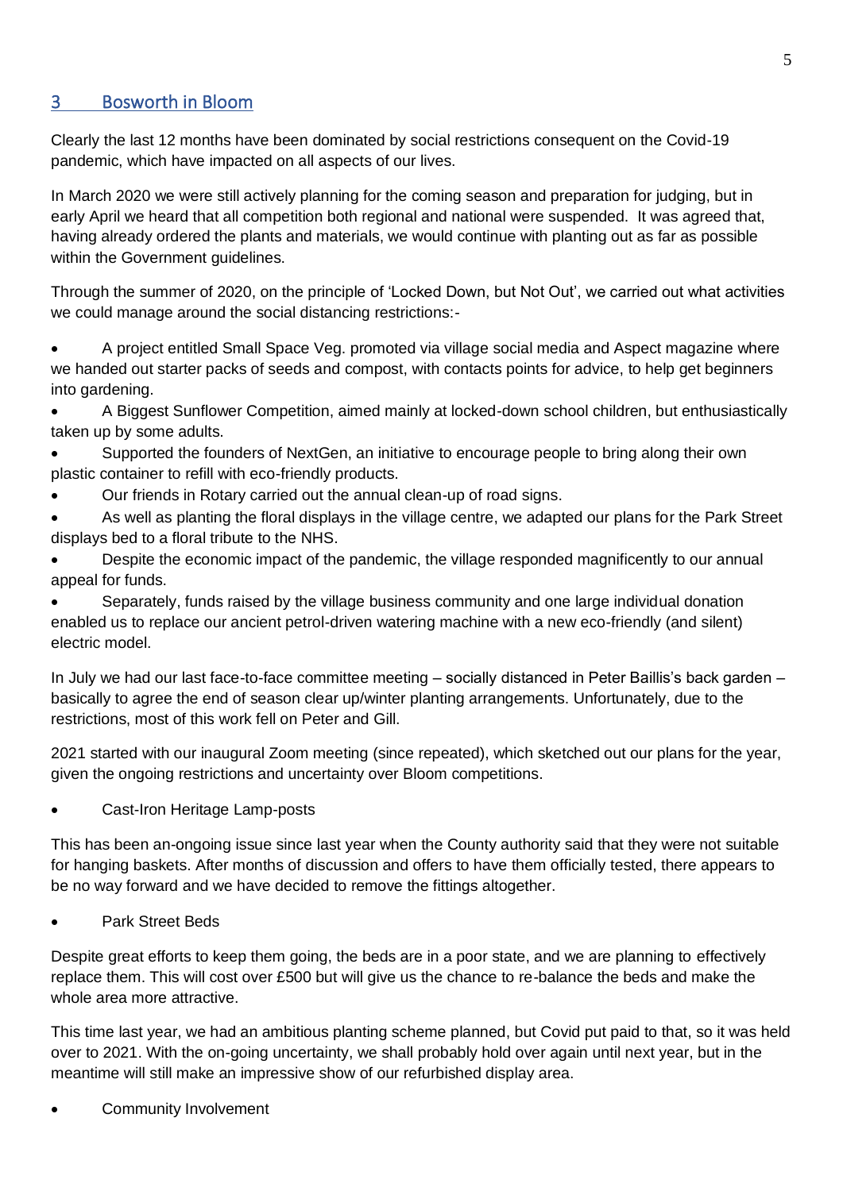## 3 Bosworth in Bloom

Clearly the last 12 months have been dominated by social restrictions consequent on the Covid-19 pandemic, which have impacted on all aspects of our lives.

In March 2020 we were still actively planning for the coming season and preparation for judging, but in early April we heard that all competition both regional and national were suspended. It was agreed that, having already ordered the plants and materials, we would continue with planting out as far as possible within the Government guidelines.

Through the summer of 2020, on the principle of 'Locked Down, but Not Out', we carried out what activities we could manage around the social distancing restrictions:-

- A project entitled Small Space Veg. promoted via village social media and Aspect magazine where we handed out starter packs of seeds and compost, with contacts points for advice, to help get beginners into gardening.
- A Biggest Sunflower Competition, aimed mainly at locked-down school children, but enthusiastically taken up by some adults.
- Supported the founders of NextGen, an initiative to encourage people to bring along their own plastic container to refill with eco-friendly products.
- Our friends in Rotary carried out the annual clean-up of road signs.
- As well as planting the floral displays in the village centre, we adapted our plans for the Park Street displays bed to a floral tribute to the NHS.
- Despite the economic impact of the pandemic, the village responded magnificently to our annual appeal for funds.
- Separately, funds raised by the village business community and one large individual donation enabled us to replace our ancient petrol-driven watering machine with a new eco-friendly (and silent) electric model.

In July we had our last face-to-face committee meeting – socially distanced in Peter Baillis's back garden – basically to agree the end of season clear up/winter planting arrangements. Unfortunately, due to the restrictions, most of this work fell on Peter and Gill.

2021 started with our inaugural Zoom meeting (since repeated), which sketched out our plans for the year, given the ongoing restrictions and uncertainty over Bloom competitions.

- Cast-Iron Heritage Lamp-posts

This has been an-ongoing issue since last year when the County authority said that they were not suitable for hanging baskets. After months of discussion and offers to have them officially tested, there appears to be no way forward and we have decided to remove the fittings altogether.

- Park Street Beds

Despite great efforts to keep them going, the beds are in a poor state, and we are planning to effectively replace them. This will cost over £500 but will give us the chance to re-balance the beds and make the whole area more attractive.

This time last year, we had an ambitious planting scheme planned, but Covid put paid to that, so it was held over to 2021. With the on-going uncertainty, we shall probably hold over again until next year, but in the meantime will still make an impressive show of our refurbished display area.

- Community Involvement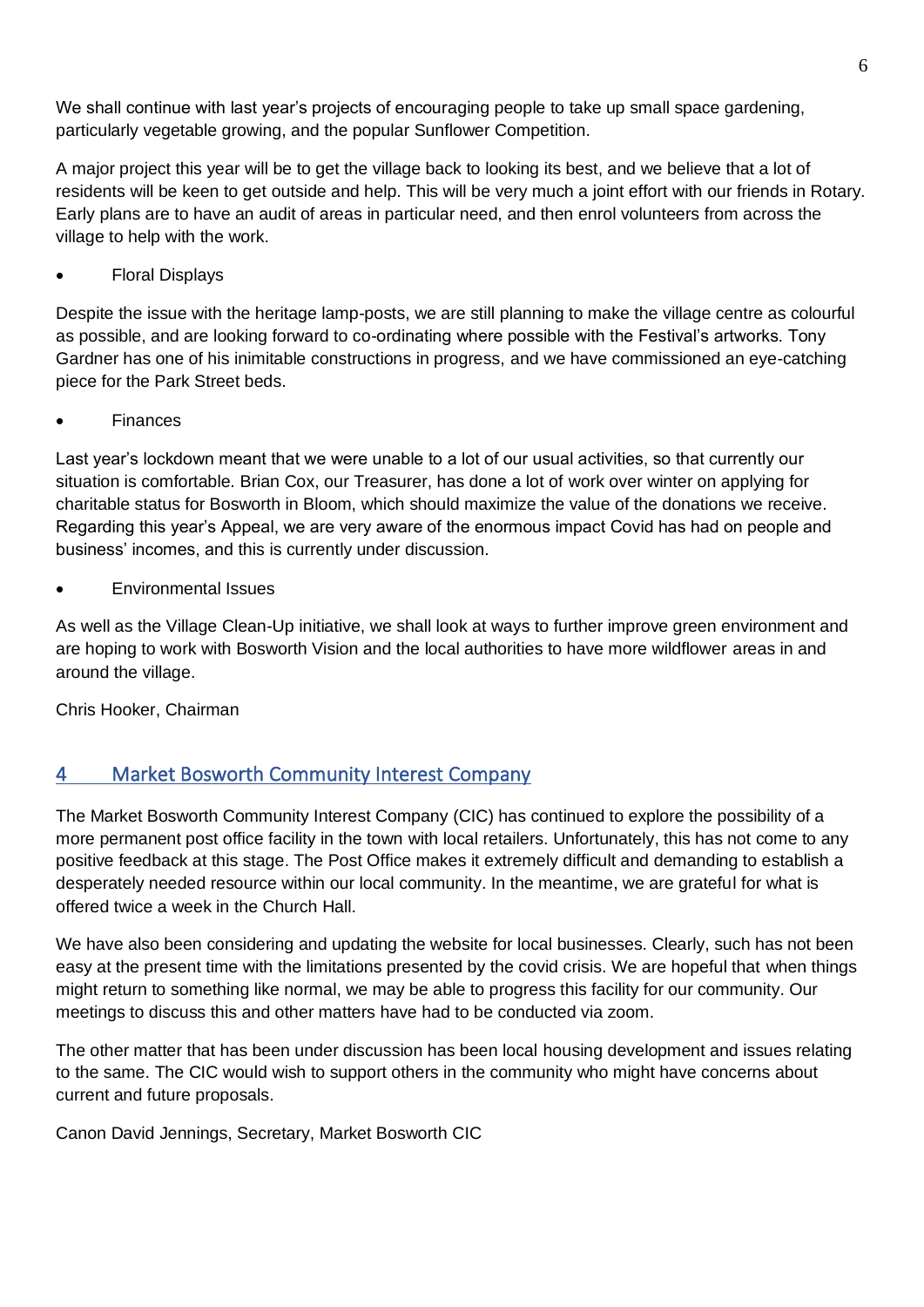We shall continue with last year's projects of encouraging people to take up small space gardening, particularly vegetable growing, and the popular Sunflower Competition.

A major project this year will be to get the village back to looking its best, and we believe that a lot of residents will be keen to get outside and help. This will be very much a joint effort with our friends in Rotary. Early plans are to have an audit of areas in particular need, and then enrol volunteers from across the village to help with the work.

- Floral Displays

Despite the issue with the heritage lamp-posts, we are still planning to make the village centre as colourful as possible, and are looking forward to co-ordinating where possible with the Festival's artworks. Tony Gardner has one of his inimitable constructions in progress, and we have commissioned an eye-catching piece for the Park Street beds.

- Finances

Last year's lockdown meant that we were unable to a lot of our usual activities, so that currently our situation is comfortable. Brian Cox, our Treasurer, has done a lot of work over winter on applying for charitable status for Bosworth in Bloom, which should maximize the value of the donations we receive. Regarding this year's Appeal, we are very aware of the enormous impact Covid has had on people and business' incomes, and this is currently under discussion.

- Environmental Issues

As well as the Village Clean-Up initiative, we shall look at ways to further improve green environment and are hoping to work with Bosworth Vision and the local authorities to have more wildflower areas in and around the village.

Chris Hooker, Chairman

## 4 Market Bosworth Community Interest Company

The Market Bosworth Community Interest Company (CIC) has continued to explore the possibility of a more permanent post office facility in the town with local retailers. Unfortunately, this has not come to any positive feedback at this stage. The Post Office makes it extremely difficult and demanding to establish a desperately needed resource within our local community. In the meantime, we are grateful for what is offered twice a week in the Church Hall.

We have also been considering and updating the website for local businesses. Clearly, such has not been easy at the present time with the limitations presented by the covid crisis. We are hopeful that when things might return to something like normal, we may be able to progress this facility for our community. Our meetings to discuss this and other matters have had to be conducted via zoom.

The other matter that has been under discussion has been local housing development and issues relating to the same. The CIC would wish to support others in the community who might have concerns about current and future proposals.

Canon David Jennings, Secretary, Market Bosworth CIC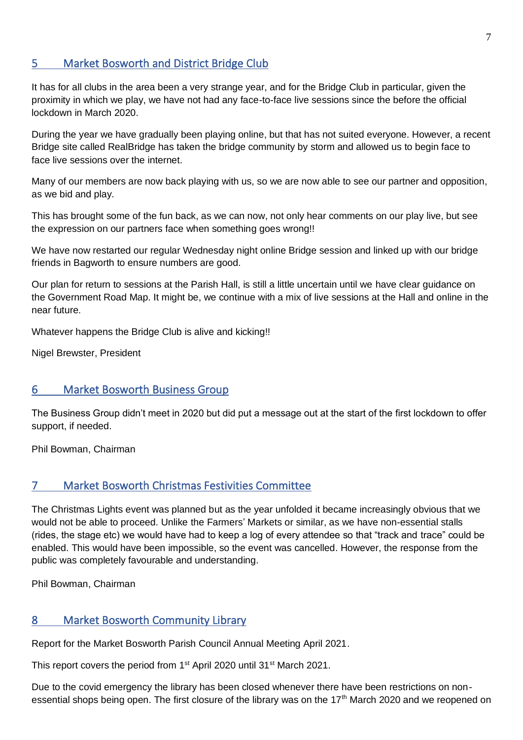## 5 Market Bosworth and District Bridge Club

It has for all clubs in the area been a very strange year, and for the Bridge Club in particular, given the proximity in which we play, we have not had any face-to-face live sessions since the before the official lockdown in March 2020.

During the year we have gradually been playing online, but that has not suited everyone. However, a recent Bridge site called RealBridge has taken the bridge community by storm and allowed us to begin face to face live sessions over the internet.

Many of our members are now back playing with us, so we are now able to see our partner and opposition, as we bid and play.

This has brought some of the fun back, as we can now, not only hear comments on our play live, but see the expression on our partners face when something goes wrong!!

We have now restarted our regular Wednesday night online Bridge session and linked up with our bridge friends in Bagworth to ensure numbers are good.

Our plan for return to sessions at the Parish Hall, is still a little uncertain until we have clear guidance on the Government Road Map. It might be, we continue with a mix of live sessions at the Hall and online in the near future.

Whatever happens the Bridge Club is alive and kicking!!

Nigel Brewster, President

## 6 Market Bosworth Business Group

The Business Group didn't meet in 2020 but did put a message out at the start of the first lockdown to offer support, if needed.

Phil Bowman, Chairman

## 7 Market Bosworth Christmas Festivities Committee

The Christmas Lights event was planned but as the year unfolded it became increasingly obvious that we would not be able to proceed. Unlike the Farmers' Markets or similar, as we have non-essential stalls (rides, the stage etc) we would have had to keep a log of every attendee so that "track and trace" could be enabled. This would have been impossible, so the event was cancelled. However, the response from the public was completely favourable and understanding.

Phil Bowman, Chairman

## 8 Market Bosworth Community Library

Report for the Market Bosworth Parish Council Annual Meeting April 2021.

This report covers the period from 1st April 2020 until 31st March 2021.

Due to the covid emergency the library has been closed whenever there have been restrictions on non-essential shops being open. The first closure of the library was on the 17th March 2020 and we reopened on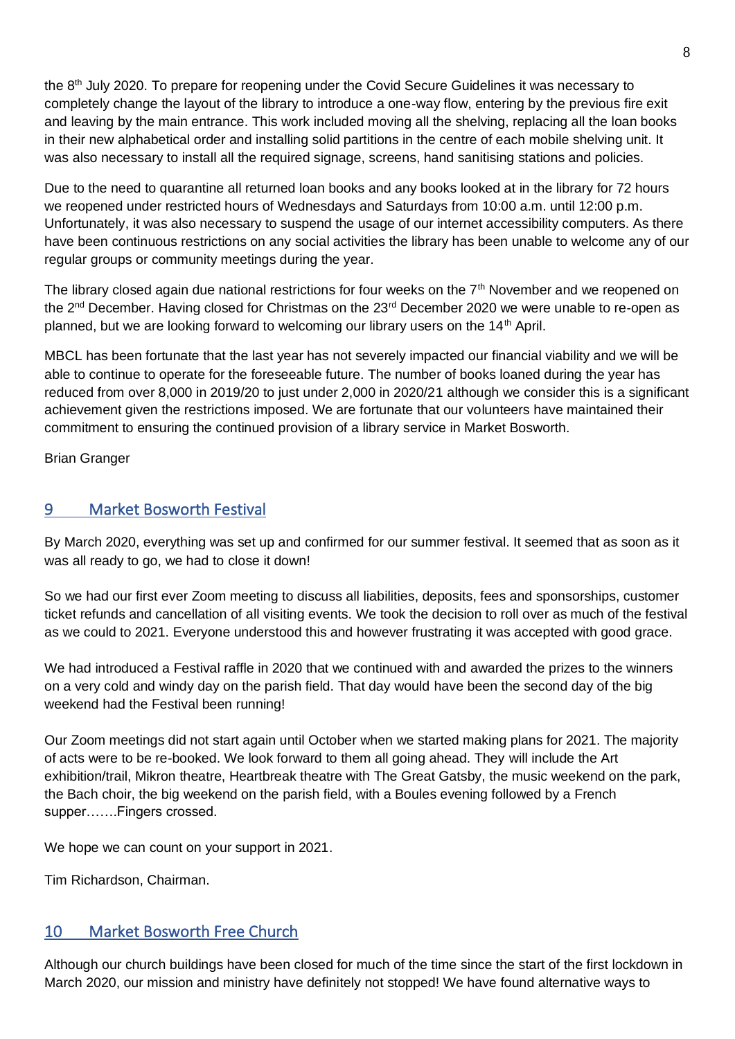the 8th July 2020. To prepare for reopening under the Covid Secure Guidelines it was necessary to completely change the layout of the library to introduce a one-way flow, entering by the previous fire exit and leaving by the main entrance. This work included moving all the shelving, replacing all the loan books in their new alphabetical order and installing solid partitions in the centre of each mobile shelving unit. It was also necessary to install all the required signage, screens, hand sanitising stations and policies.

Due to the need to quarantine all returned loan books and any books looked at in the library for 72 hours we reopened under restricted hours of Wednesdays and Saturdays from 10:00 a.m. until 12:00 p.m. Unfortunately, it was also necessary to suspend the usage of our internet accessibility computers. As there have been continuous restrictions on any social activities the library has been unable to welcome any of our regular groups or community meetings during the year.

The library closed again due national restrictions for four weeks on the 7th November and we reopened on the 2nd December. Having closed for Christmas on the 23rd December 2020 we were unable to re-open as planned, but we are looking forward to welcoming our library users on the 14th April.

MBCL has been fortunate that the last year has not severely impacted our financial viability and we will be able to continue to operate for the foreseeable future. The number of books loaned during the year has reduced from over 8,000 in 2019/20 to just under 2,000 in 2020/21 although we consider this is a significant achievement given the restrictions imposed. We are fortunate that our volunteers have maintained their commitment to ensuring the continued provision of a library service in Market Bosworth.

Brian Granger

## 9 Market Bosworth Festival

By March 2020, everything was set up and confirmed for our summer festival. It seemed that as soon as it was all ready to go, we had to close it down!

So we had our first ever Zoom meeting to discuss all liabilities, deposits, fees and sponsorships, customer ticket refunds and cancellation of all visiting events. We took the decision to roll over as much of the festival as we could to 2021. Everyone understood this and however frustrating it was accepted with good grace.

We had introduced a Festival raffle in 2020 that we continued with and awarded the prizes to the winners on a very cold and windy day on the parish field. That day would have been the second day of the big weekend had the Festival been running!

Our Zoom meetings did not start again until October when we started making plans for 2021. The majority of acts were to be re-booked. We look forward to them all going ahead. They will include the Art exhibition/trail, Mikron theatre, Heartbreak theatre with The Great Gatsby, the music weekend on the park, the Bach choir, the big weekend on the parish field, with a Boules evening followed by a French supper…….Fingers crossed.

We hope we can count on your support in 2021.

Tim Richardson, Chairman.

## 10 Market Bosworth Free Church

Although our church buildings have been closed for much of the time since the start of the first lockdown in March 2020, our mission and ministry have definitely not stopped! We have found alternative ways to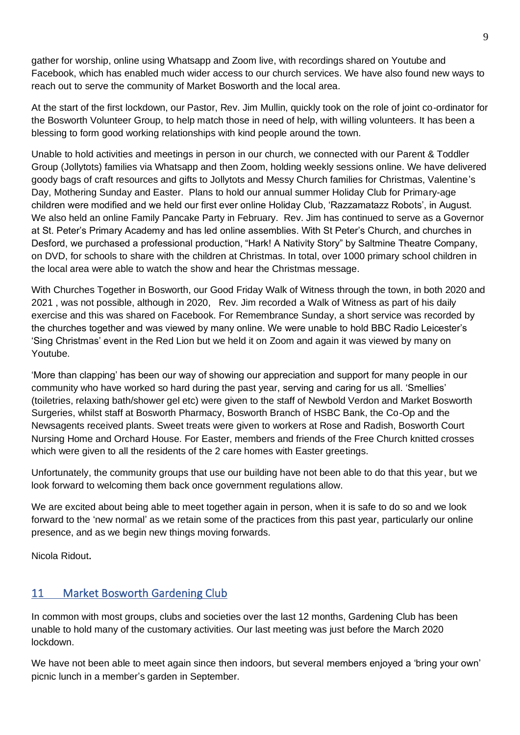gather for worship, online using Whatsapp and Zoom live, with recordings shared on Youtube and Facebook, which has enabled much wider access to our church services. We have also found new ways to reach out to serve the community of Market Bosworth and the local area.

At the start of the first lockdown, our Pastor, Rev. Jim Mullin, quickly took on the role of joint co-ordinator for the Bosworth Volunteer Group, to help match those in need of help, with willing volunteers. It has been a blessing to form good working relationships with kind people around the town.

Unable to hold activities and meetings in person in our church, we connected with our Parent & Toddler Group (Jollytots) families via Whatsapp and then Zoom, holding weekly sessions online. We have delivered goody bags of craft resources and gifts to Jollytots and Messy Church families for Christmas, Valentine's Day, Mothering Sunday and Easter. Plans to hold our annual summer Holiday Club for Primary-age children were modified and we held our first ever online Holiday Club, 'Razzamatazz Robots', in August. We also held an online Family Pancake Party in February. Rev. Jim has continued to serve as a Governor at St. Peter's Primary Academy and has led online assemblies. With St Peter's Church, and churches in Desford, we purchased a professional production, "Hark! A Nativity Story" by Saltmine Theatre Company, on DVD, for schools to share with the children at Christmas. In total, over 1000 primary school children in the local area were able to watch the show and hear the Christmas message.

With Churches Together in Bosworth, our Good Friday Walk of Witness through the town, in both 2020 and 2021 , was not possible, although in 2020, Rev. Jim recorded a Walk of Witness as part of his daily exercise and this was shared on Facebook. For Remembrance Sunday, a short service was recorded by the churches together and was viewed by many online. We were unable to hold BBC Radio Leicester's 'Sing Christmas' event in the Red Lion but we held it on Zoom and again it was viewed by many on Youtube.

'More than clapping' has been our way of showing our appreciation and support for many people in our community who have worked so hard during the past year, serving and caring for us all. 'Smellies' (toiletries, relaxing bath/shower gel etc) were given to the staff of Newbold Verdon and Market Bosworth Surgeries, whilst staff at Bosworth Pharmacy, Bosworth Branch of HSBC Bank, the Co-Op and the Newsagents received plants. Sweet treats were given to workers at Rose and Radish, Bosworth Court Nursing Home and Orchard House. For Easter, members and friends of the Free Church knitted crosses which were given to all the residents of the 2 care homes with Easter greetings.

Unfortunately, the community groups that use our building have not been able to do that this year, but we look forward to welcoming them back once government regulations allow.

We are excited about being able to meet together again in person, when it is safe to do so and we look forward to the 'new normal' as we retain some of the practices from this past year, particularly our online presence, and as we begin new things moving forwards.

Nicola Ridout**.**

## 11 Market Bosworth Gardening Club

In common with most groups, clubs and societies over the last 12 months, Gardening Club has been unable to hold many of the customary activities. Our last meeting was just before the March 2020 lockdown.

We have not been able to meet again since then indoors, but several members enjoyed a 'bring your own' picnic lunch in a member's garden in September.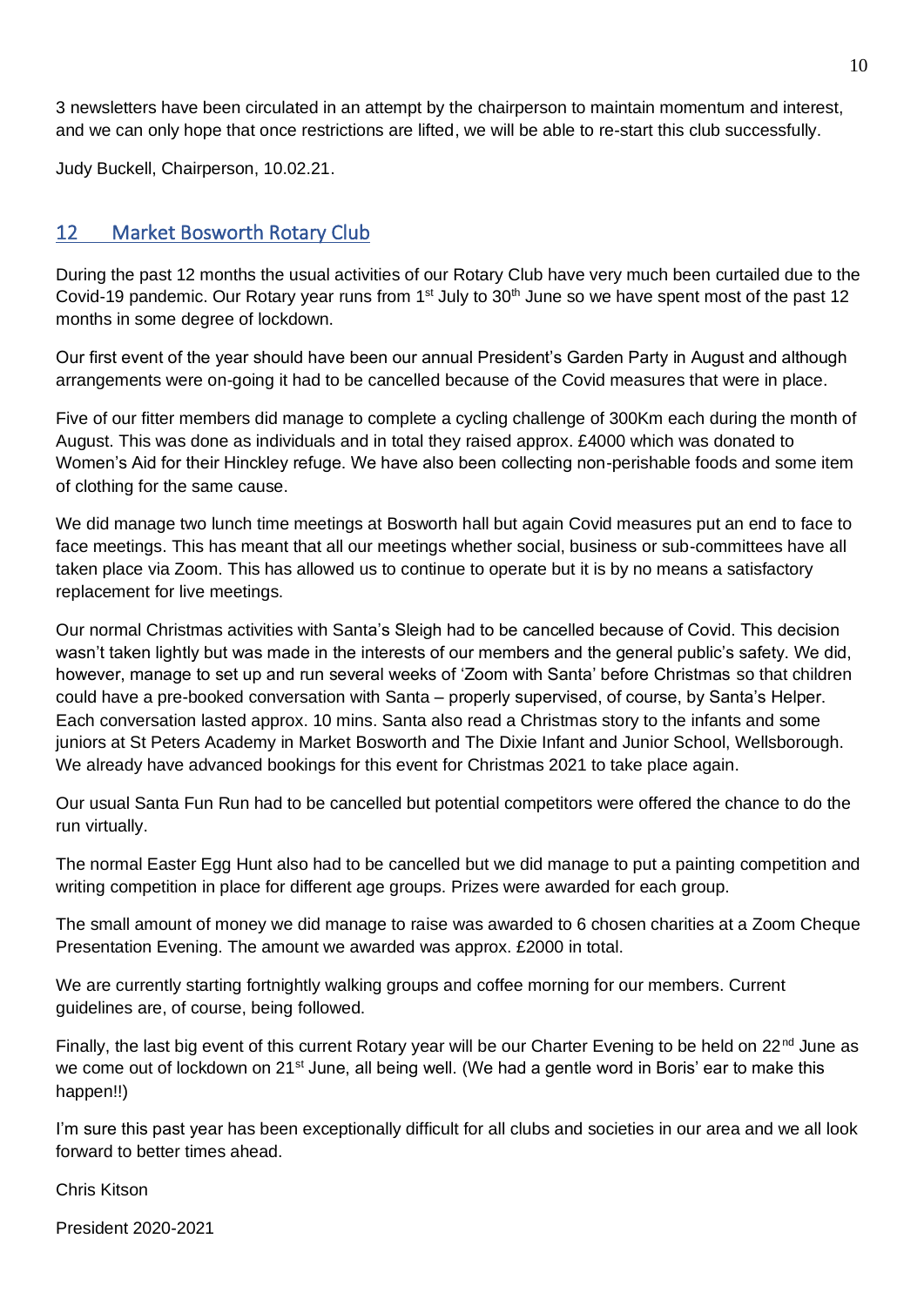3 newsletters have been circulated in an attempt by the chairperson to maintain momentum and interest, and we can only hope that once restrictions are lifted, we will be able to re-start this club successfully.

Judy Buckell, Chairperson, 10.02.21.

## 12 Market Bosworth Rotary Club

During the past 12 months the usual activities of our Rotary Club have very much been curtailed due to the Covid-19 pandemic. Our Rotary year runs from 1st July to 30th June so we have spent most of the past 12 months in some degree of lockdown.

Our first event of the year should have been our annual President's Garden Party in August and although arrangements were on-going it had to be cancelled because of the Covid measures that were in place.

Five of our fitter members did manage to complete a cycling challenge of 300Km each during the month of August. This was done as individuals and in total they raised approx. £4000 which was donated to Women's Aid for their Hinckley refuge. We have also been collecting non-perishable foods and some item of clothing for the same cause.

We did manage two lunch time meetings at Bosworth hall but again Covid measures put an end to face to face meetings. This has meant that all our meetings whether social, business or sub-committees have all taken place via Zoom. This has allowed us to continue to operate but it is by no means a satisfactory replacement for live meetings.

Our normal Christmas activities with Santa's Sleigh had to be cancelled because of Covid. This decision wasn't taken lightly but was made in the interests of our members and the general public's safety. We did, however, manage to set up and run several weeks of 'Zoom with Santa' before Christmas so that children could have a pre-booked conversation with Santa – properly supervised, of course, by Santa's Helper. Each conversation lasted approx. 10 mins. Santa also read a Christmas story to the infants and some juniors at St Peters Academy in Market Bosworth and The Dixie Infant and Junior School, Wellsborough. We already have advanced bookings for this event for Christmas 2021 to take place again.

Our usual Santa Fun Run had to be cancelled but potential competitors were offered the chance to do the run virtually.

The normal Easter Egg Hunt also had to be cancelled but we did manage to put a painting competition and writing competition in place for different age groups. Prizes were awarded for each group.

The small amount of money we did manage to raise was awarded to 6 chosen charities at a Zoom Cheque Presentation Evening. The amount we awarded was approx. £2000 in total.

We are currently starting fortnightly walking groups and coffee morning for our members. Current guidelines are, of course, being followed.

Finally, the last big event of this current Rotary year will be our Charter Evening to be held on 22nd June as we come out of lockdown on 21st June, all being well. (We had a gentle word in Boris' ear to make this happen!!)

I'm sure this past year has been exceptionally difficult for all clubs and societies in our area and we all look forward to better times ahead.

Chris Kitson

President 2020-2021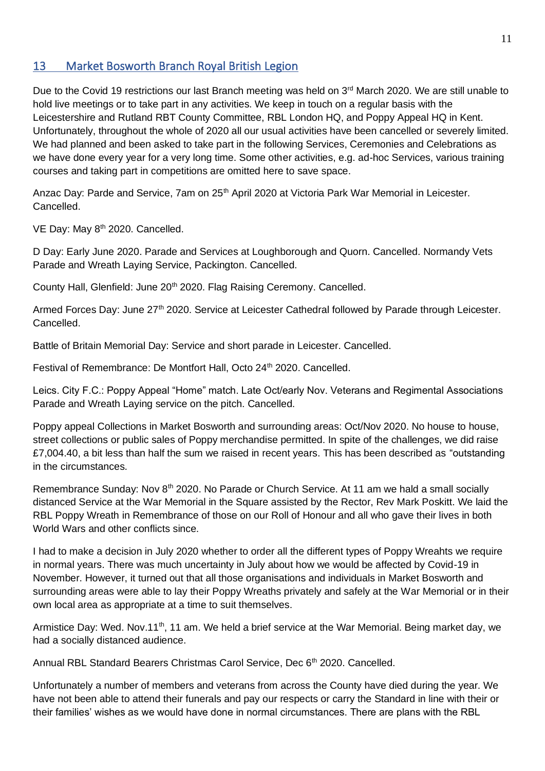## 13 Market Bosworth Branch Royal British Legion

Due to the Covid 19 restrictions our last Branch meeting was held on 3rd March 2020. We are still unable to hold live meetings or to take part in any activities. We keep in touch on a regular basis with the Leicestershire and Rutland RBT County Committee, RBL London HQ, and Poppy Appeal HQ in Kent. Unfortunately, throughout the whole of 2020 all our usual activities have been cancelled or severely limited. We had planned and been asked to take part in the following Services, Ceremonies and Celebrations as we have done every year for a very long time. Some other activities, e.g. ad-hoc Services, various training courses and taking part in competitions are omitted here to save space.

Anzac Day: Parde and Service, 7am on 25th April 2020 at Victoria Park War Memorial in Leicester. Cancelled.

VE Day: May 8th 2020. Cancelled.

D Day: Early June 2020. Parade and Services at Loughborough and Quorn. Cancelled. Normandy Vets Parade and Wreath Laying Service, Packington. Cancelled.

County Hall, Glenfield: June 20th 2020. Flag Raising Ceremony. Cancelled.

Armed Forces Day: June 27th 2020. Service at Leicester Cathedral followed by Parade through Leicester. Cancelled.

Battle of Britain Memorial Day: Service and short parade in Leicester. Cancelled.

Festival of Remembrance: De Montfort Hall, Octo 24th 2020. Cancelled.

Leics. City F.C.: Poppy Appeal "Home" match. Late Oct/early Nov. Veterans and Regimental Associations Parade and Wreath Laying service on the pitch. Cancelled.

Poppy appeal Collections in Market Bosworth and surrounding areas: Oct/Nov 2020. No house to house, street collections or public sales of Poppy merchandise permitted. In spite of the challenges, we did raise £7,004.40, a bit less than half the sum we raised in recent years. This has been described as "outstanding in the circumstances.

Remembrance Sunday: Nov 8th 2020. No Parade or Church Service. At 11 am we hald a small socially distanced Service at the War Memorial in the Square assisted by the Rector, Rev Mark Poskitt. We laid the RBL Poppy Wreath in Remembrance of those on our Roll of Honour and all who gave their lives in both World Wars and other conflicts since.

I had to make a decision in July 2020 whether to order all the different types of Poppy Wreahts we require in normal years. There was much uncertainty in July about how we would be affected by Covid-19 in November. However, it turned out that all those organisations and individuals in Market Bosworth and surrounding areas were able to lay their Poppy Wreaths privately and safely at the War Memorial or in their own local area as appropriate at a time to suit themselves.

Armistice Day: Wed. Nov.11th, 11 am. We held a brief service at the War Memorial. Being market day, we had a socially distanced audience.

Annual RBL Standard Bearers Christmas Carol Service, Dec 6th 2020. Cancelled.

Unfortunately a number of members and veterans from across the County have died during the year. We have not been able to attend their funerals and pay our respects or carry the Standard in line with their or their families' wishes as we would have done in normal circumstances. There are plans with the RBL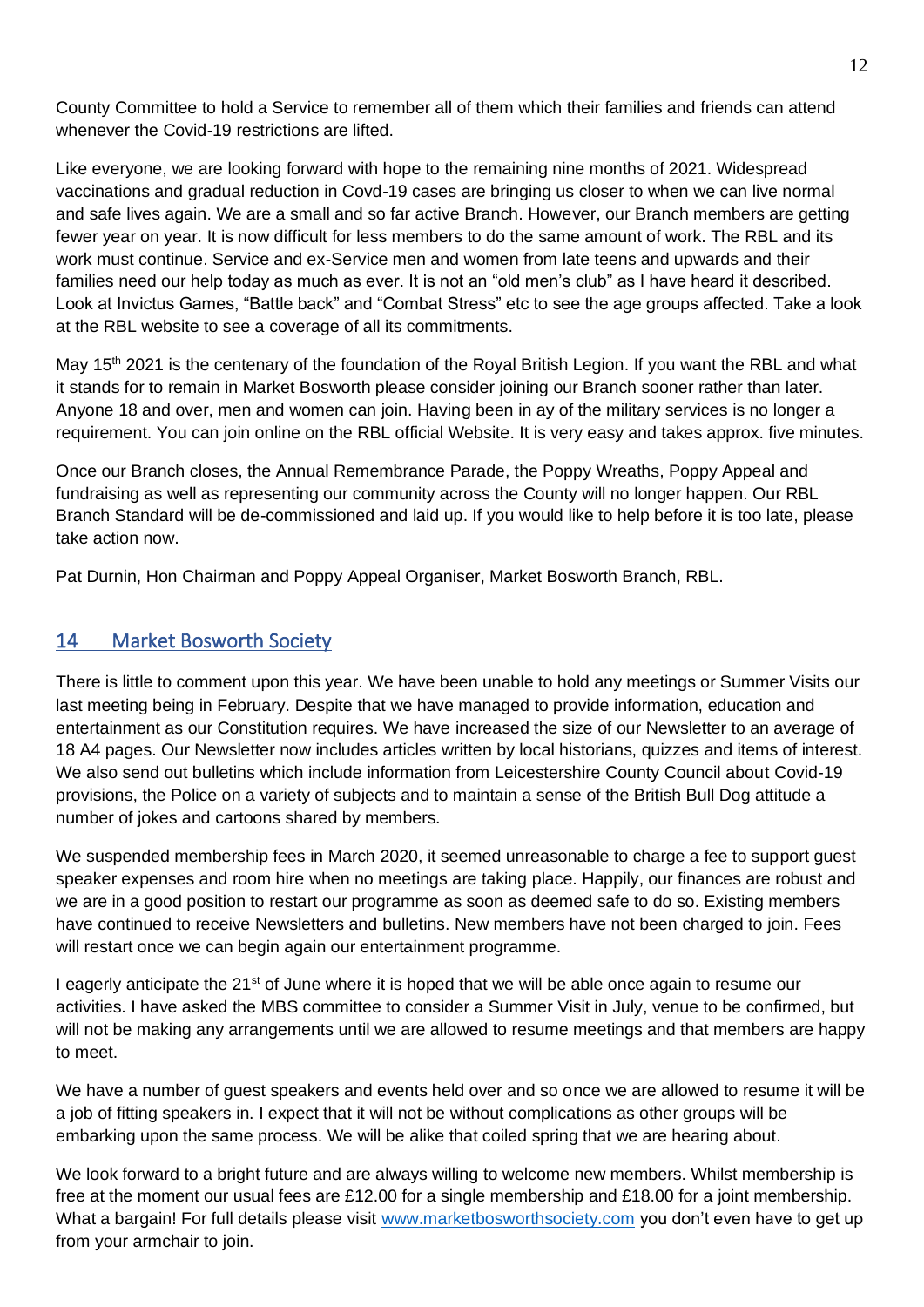County Committee to hold a Service to remember all of them which their families and friends can attend whenever the Covid-19 restrictions are lifted.

Like everyone, we are looking forward with hope to the remaining nine months of 2021. Widespread vaccinations and gradual reduction in Covd-19 cases are bringing us closer to when we can live normal and safe lives again. We are a small and so far active Branch. However, our Branch members are getting fewer year on year. It is now difficult for less members to do the same amount of work. The RBL and its work must continue. Service and ex-Service men and women from late teens and upwards and their families need our help today as much as ever. It is not an "old men's club" as I have heard it described. Look at Invictus Games, "Battle back" and "Combat Stress" etc to see the age groups affected. Take a look at the RBL website to see a coverage of all its commitments.

May 15th 2021 is the centenary of the foundation of the Royal British Legion. If you want the RBL and what it stands for to remain in Market Bosworth please consider joining our Branch sooner rather than later. Anyone 18 and over, men and women can join. Having been in ay of the military services is no longer a requirement. You can join online on the RBL official Website. It is very easy and takes approx. five minutes.

Once our Branch closes, the Annual Remembrance Parade, the Poppy Wreaths, Poppy Appeal and fundraising as well as representing our community across the County will no longer happen. Our RBL Branch Standard will be de-commissioned and laid up. If you would like to help before it is too late, please take action now.

Pat Durnin, Hon Chairman and Poppy Appeal Organiser, Market Bosworth Branch, RBL.

## 14 Market Bosworth Society

There is little to comment upon this year. We have been unable to hold any meetings or Summer Visits our last meeting being in February. Despite that we have managed to provide information, education and entertainment as our Constitution requires. We have increased the size of our Newsletter to an average of 18 A4 pages. Our Newsletter now includes articles written by local historians, quizzes and items of interest. We also send out bulletins which include information from Leicestershire County Council about Covid-19 provisions, the Police on a variety of subjects and to maintain a sense of the British Bull Dog attitude a number of jokes and cartoons shared by members.

We suspended membership fees in March 2020, it seemed unreasonable to charge a fee to support guest speaker expenses and room hire when no meetings are taking place. Happily, our finances are robust and we are in a good position to restart our programme as soon as deemed safe to do so. Existing members have continued to receive Newsletters and bulletins. New members have not been charged to join. Fees will restart once we can begin again our entertainment programme.

I eagerly anticipate the 21st of June where it is hoped that we will be able once again to resume our activities. I have asked the MBS committee to consider a Summer Visit in July, venue to be confirmed, but will not be making any arrangements until we are allowed to resume meetings and that members are happy to meet.

We have a number of guest speakers and events held over and so once we are allowed to resume it will be a job of fitting speakers in. I expect that it will not be without complications as other groups will be embarking upon the same process. We will be alike that coiled spring that we are hearing about.

We look forward to a bright future and are always willing to welcome new members. Whilst membership is free at the moment our usual fees are £12.00 for a single membership and £18.00 for a joint membership. What a bargain! For full details please visit [www.marketbosworthsociety.com](http://www.marketbosworthsociety.com) you don't even have to get up from your armchair to join.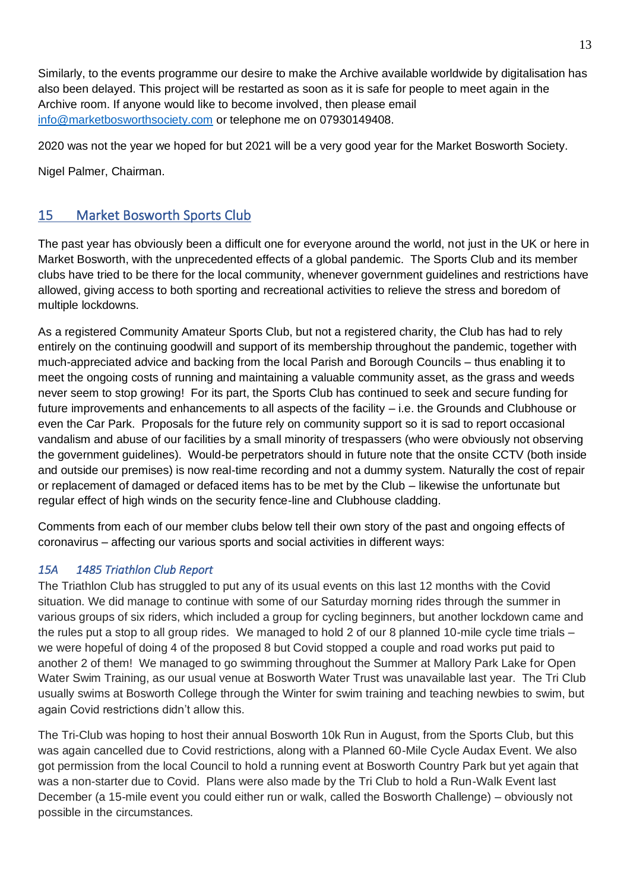Similarly, to the events programme our desire to make the Archive available worldwide by digitalisation has also been delayed. This project will be restarted as soon as it is safe for people to meet again in the Archive room. If anyone would like to become involved, then please email info@marketbosworthsociety.com or telephone me on 07930149408.

2020 was not the year we hoped for but 2021 will be a very good year for the Market Bosworth Society.

Nigel Palmer, Chairman.

## 15 Market Bosworth Sports Club

The past year has obviously been a difficult one for everyone around the world, not just in the UK or here in Market Bosworth, with the unprecedented effects of a global pandemic. The Sports Club and its member clubs have tried to be there for the local community, whenever government guidelines and restrictions have allowed, giving access to both sporting and recreational activities to relieve the stress and boredom of multiple lockdowns.

As a registered Community Amateur Sports Club, but not a registered charity, the Club has had to rely entirely on the continuing goodwill and support of its membership throughout the pandemic, together with much-appreciated advice and backing from the local Parish and Borough Councils – thus enabling it to meet the ongoing costs of running and maintaining a valuable community asset, as the grass and weeds never seem to stop growing! For its part, the Sports Club has continued to seek and secure funding for future improvements and enhancements to all aspects of the facility – i.e. the Grounds and Clubhouse or even the Car Park. Proposals for the future rely on community support so it is sad to report occasional vandalism and abuse of our facilities by a small minority of trespassers (who were obviously not observing the government guidelines). Would-be perpetrators should in future note that the onsite CCTV (both inside and outside our premises) is now real-time recording and not a dummy system. Naturally the cost of repair or replacement of damaged or defaced items has to be met by the Club – likewise the unfortunate but regular effect of high winds on the security fence-line and Clubhouse cladding.

Comments from each of our member clubs below tell their own story of the past and ongoing effects of coronavirus – affecting our various sports and social activities in different ways:

### *15A 1485 Triathlon Club Report*

The Triathlon Club has struggled to put any of its usual events on this last 12 months with the Covid situation. We did manage to continue with some of our Saturday morning rides through the summer in various groups of six riders, which included a group for cycling beginners, but another lockdown came and the rules put a stop to all group rides. We managed to hold 2 of our 8 planned 10-mile cycle time trials – we were hopeful of doing 4 of the proposed 8 but Covid stopped a couple and road works put paid to another 2 of them! We managed to go swimming throughout the Summer at Mallory Park Lake for Open Water Swim Training, as our usual venue at Bosworth Water Trust was unavailable last year. The Tri Club usually swims at Bosworth College through the Winter for swim training and teaching newbies to swim, but again Covid restrictions didn't allow this.

The Tri-Club was hoping to host their annual Bosworth 10k Run in August, from the Sports Club, but this was again cancelled due to Covid restrictions, along with a Planned 60-Mile Cycle Audax Event. We also got permission from the local Council to hold a running event at Bosworth Country Park but yet again that was a non-starter due to Covid. Plans were also made by the Tri Club to hold a Run-Walk Event last December (a 15-mile event you could either run or walk, called the Bosworth Challenge) – obviously not possible in the circumstances.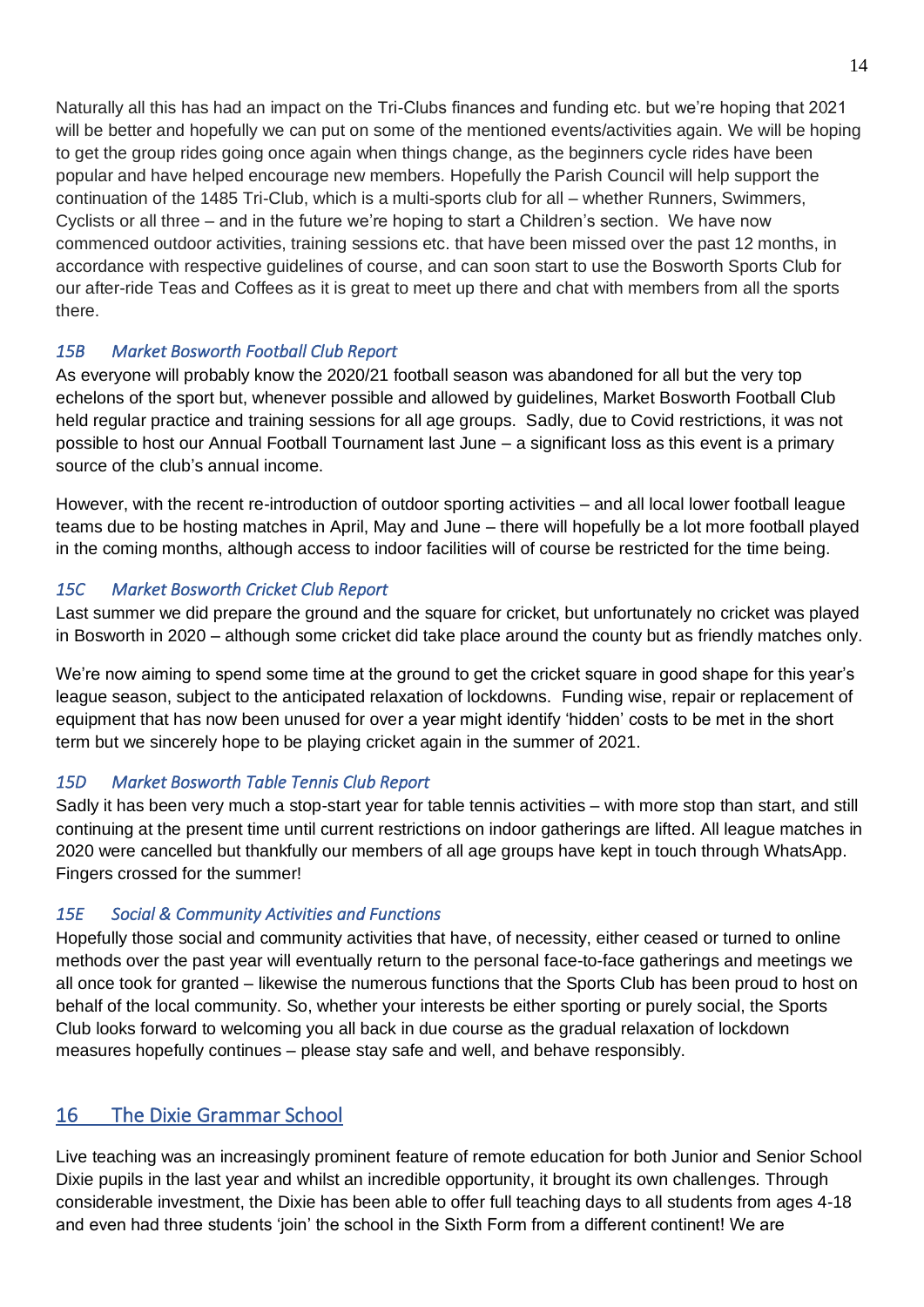Naturally all this has had an impact on the Tri-Clubs finances and funding etc. but we're hoping that 2021 will be better and hopefully we can put on some of the mentioned events/activities again. We will be hoping to get the group rides going once again when things change, as the beginners cycle rides have been popular and have helped encourage new members. Hopefully the Parish Council will help support the continuation of the 1485 Tri-Club, which is a multi-sports club for all – whether Runners, Swimmers, Cyclists or all three – and in the future we're hoping to start a Children's section. We have now commenced outdoor activities, training sessions etc. that have been missed over the past 12 months, in accordance with respective guidelines of course, and can soon start to use the Bosworth Sports Club for our after-ride Teas and Coffees as it is great to meet up there and chat with members from all the sports there.

### *15B Market Bosworth Football Club Report*

As everyone will probably know the 2020/21 football season was abandoned for all but the very top echelons of the sport but, whenever possible and allowed by guidelines, Market Bosworth Football Club held regular practice and training sessions for all age groups. Sadly, due to Covid restrictions, it was not possible to host our Annual Football Tournament last June – a significant loss as this event is a primary source of the club's annual income.

However, with the recent re-introduction of outdoor sporting activities – and all local lower football league teams due to be hosting matches in April, May and June – there will hopefully be a lot more football played in the coming months, although access to indoor facilities will of course be restricted for the time being.

### *15C Market Bosworth Cricket Club Report*

Last summer we did prepare the ground and the square for cricket, but unfortunately no cricket was played in Bosworth in 2020 – although some cricket did take place around the county but as friendly matches only.

We're now aiming to spend some time at the ground to get the cricket square in good shape for this year's league season, subject to the anticipated relaxation of lockdowns. Funding wise, repair or replacement of equipment that has now been unused for over a year might identify 'hidden' costs to be met in the short term but we sincerely hope to be playing cricket again in the summer of 2021.

### *15D Market Bosworth Table Tennis Club Report*

Sadly it has been very much a stop-start year for table tennis activities – with more stop than start, and still continuing at the present time until current restrictions on indoor gatherings are lifted. All league matches in 2020 were cancelled but thankfully our members of all age groups have kept in touch through WhatsApp. Fingers crossed for the summer!

### *15E Social & Community Activities and Functions*

Hopefully those social and community activities that have, of necessity, either ceased or turned to online methods over the past year will eventually return to the personal face-to-face gatherings and meetings we all once took for granted – likewise the numerous functions that the Sports Club has been proud to host on behalf of the local community. So, whether your interests be either sporting or purely social, the Sports Club looks forward to welcoming you all back in due course as the gradual relaxation of lockdown measures hopefully continues – please stay safe and well, and behave responsibly.

## 16 The Dixie Grammar School

Live teaching was an increasingly prominent feature of remote education for both Junior and Senior School Dixie pupils in the last year and whilst an incredible opportunity, it brought its own challenges. Through considerable investment, the Dixie has been able to offer full teaching days to all students from ages 4-18 and even had three students 'join' the school in the Sixth Form from a different continent! We are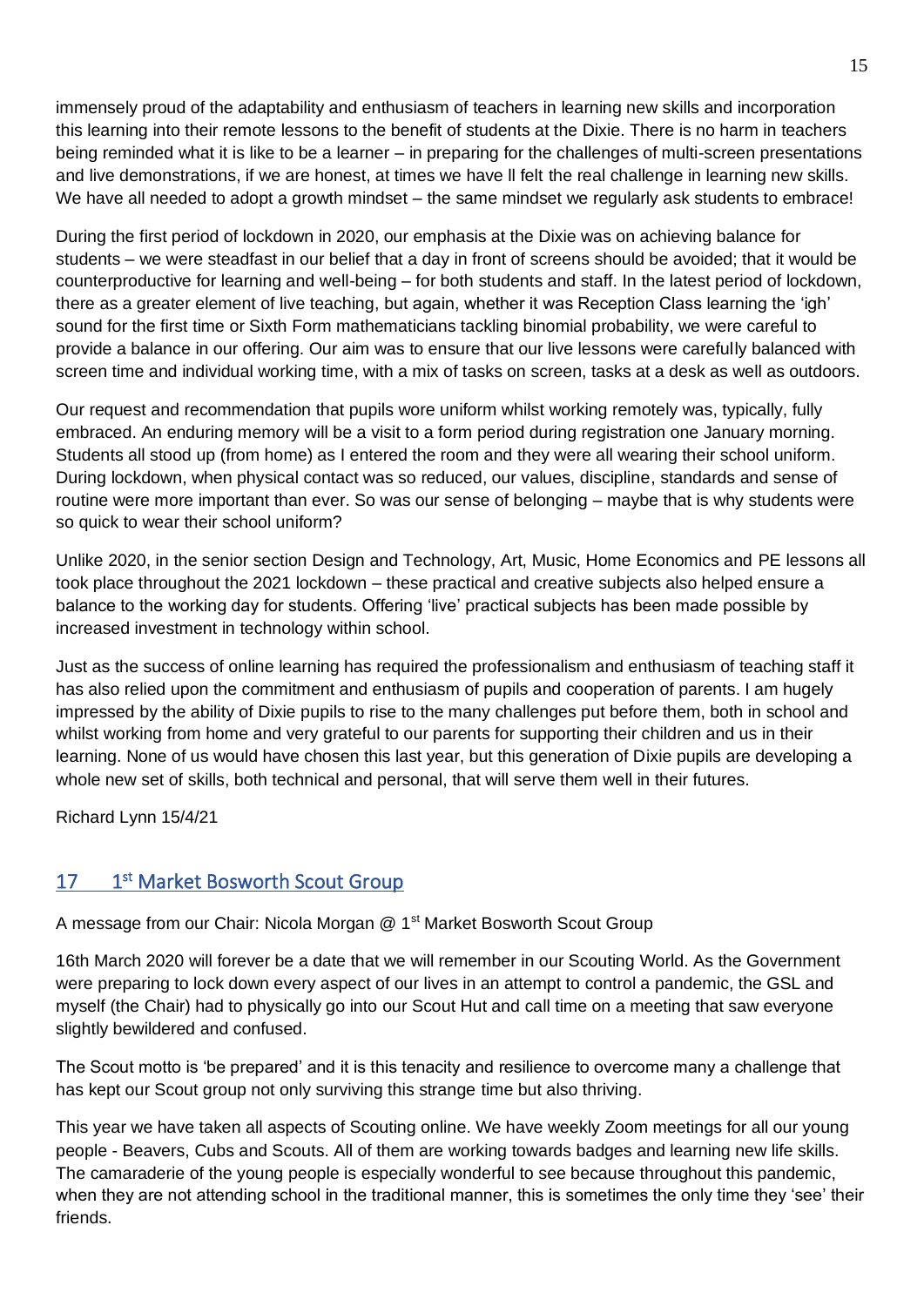immensely proud of the adaptability and enthusiasm of teachers in learning new skills and incorporation this learning into their remote lessons to the benefit of students at the Dixie. There is no harm in teachers being reminded what it is like to be a learner – in preparing for the challenges of multi-screen presentations and live demonstrations, if we are honest, at times we have ll felt the real challenge in learning new skills. We have all needed to adopt a growth mindset – the same mindset we regularly ask students to embrace!

During the first period of lockdown in 2020, our emphasis at the Dixie was on achieving balance for students – we were steadfast in our belief that a day in front of screens should be avoided; that it would be counterproductive for learning and well-being – for both students and staff. In the latest period of lockdown, there as a greater element of live teaching, but again, whether it was Reception Class learning the 'igh' sound for the first time or Sixth Form mathematicians tackling binomial probability, we were careful to provide a balance in our offering. Our aim was to ensure that our live lessons were carefully balanced with screen time and individual working time, with a mix of tasks on screen, tasks at a desk as well as outdoors.

Our request and recommendation that pupils wore uniform whilst working remotely was, typically, fully embraced. An enduring memory will be a visit to a form period during registration one January morning. Students all stood up (from home) as I entered the room and they were all wearing their school uniform. During lockdown, when physical contact was so reduced, our values, discipline, standards and sense of routine were more important than ever. So was our sense of belonging – maybe that is why students were so quick to wear their school uniform?

Unlike 2020, in the senior section Design and Technology, Art, Music, Home Economics and PE lessons all took place throughout the 2021 lockdown – these practical and creative subjects also helped ensure a balance to the working day for students. Offering 'live' practical subjects has been made possible by increased investment in technology within school.

Just as the success of online learning has required the professionalism and enthusiasm of teaching staff it has also relied upon the commitment and enthusiasm of pupils and cooperation of parents. I am hugely impressed by the ability of Dixie pupils to rise to the many challenges put before them, both in school and whilst working from home and very grateful to our parents for supporting their children and us in their learning. None of us would have chosen this last year, but this generation of Dixie pupils are developing a whole new set of skills, both technical and personal, that will serve them well in their futures.

Richard Lynn 15/4/21

## 17 1st Market Bosworth Scout Group

A message from our Chair: Nicola Morgan @ 1st Market Bosworth Scout Group

16th March 2020 will forever be a date that we will remember in our Scouting World. As the Government were preparing to lock down every aspect of our lives in an attempt to control a pandemic, the GSL and myself (the Chair) had to physically go into our Scout Hut and call time on a meeting that saw everyone slightly bewildered and confused.

The Scout motto is 'be prepared' and it is this tenacity and resilience to overcome many a challenge that has kept our Scout group not only surviving this strange time but also thriving.

This year we have taken all aspects of Scouting online. We have weekly Zoom meetings for all our young people - Beavers, Cubs and Scouts. All of them are working towards badges and learning new life skills. The camaraderie of the young people is especially wonderful to see because throughout this pandemic, when they are not attending school in the traditional manner, this is sometimes the only time they 'see' their friends.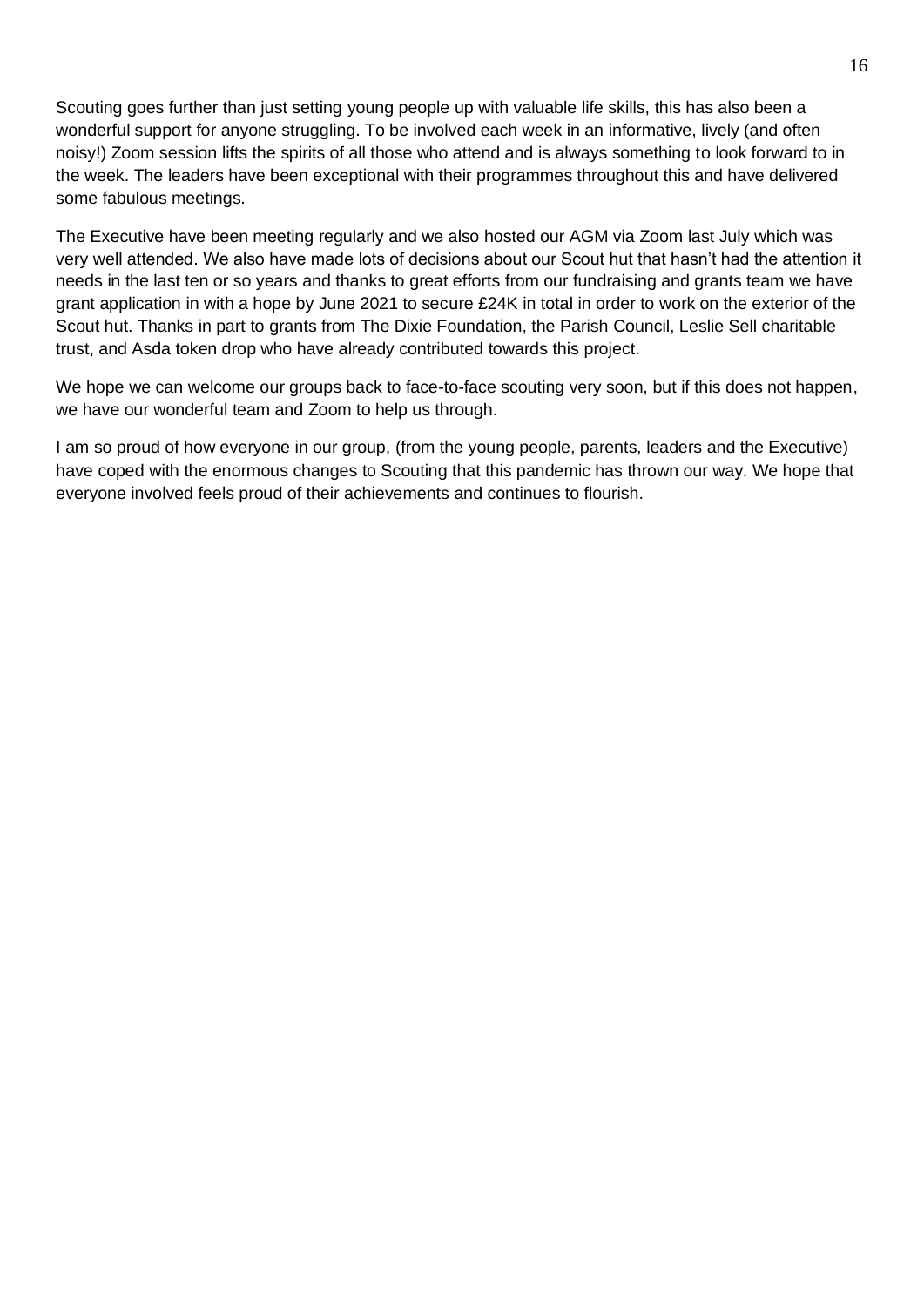Scouting goes further than just setting young people up with valuable life skills, this has also been a wonderful support for anyone struggling. To be involved each week in an informative, lively (and often noisy!) Zoom session lifts the spirits of all those who attend and is always something to look forward to in the week. The leaders have been exceptional with their programmes throughout this and have delivered some fabulous meetings.

The Executive have been meeting regularly and we also hosted our AGM via Zoom last July which was very well attended. We also have made lots of decisions about our Scout hut that hasn't had the attention it needs in the last ten or so years and thanks to great efforts from our fundraising and grants team we have grant application in with a hope by June 2021 to secure £24K in total in order to work on the exterior of the Scout hut. Thanks in part to grants from The Dixie Foundation, the Parish Council, Leslie Sell charitable trust, and Asda token drop who have already contributed towards this project.

We hope we can welcome our groups back to face-to-face scouting very soon, but if this does not happen, we have our wonderful team and Zoom to help us through.

I am so proud of how everyone in our group, (from the young people, parents, leaders and the Executive) have coped with the enormous changes to Scouting that this pandemic has thrown our way. We hope that everyone involved feels proud of their achievements and continues to flourish.